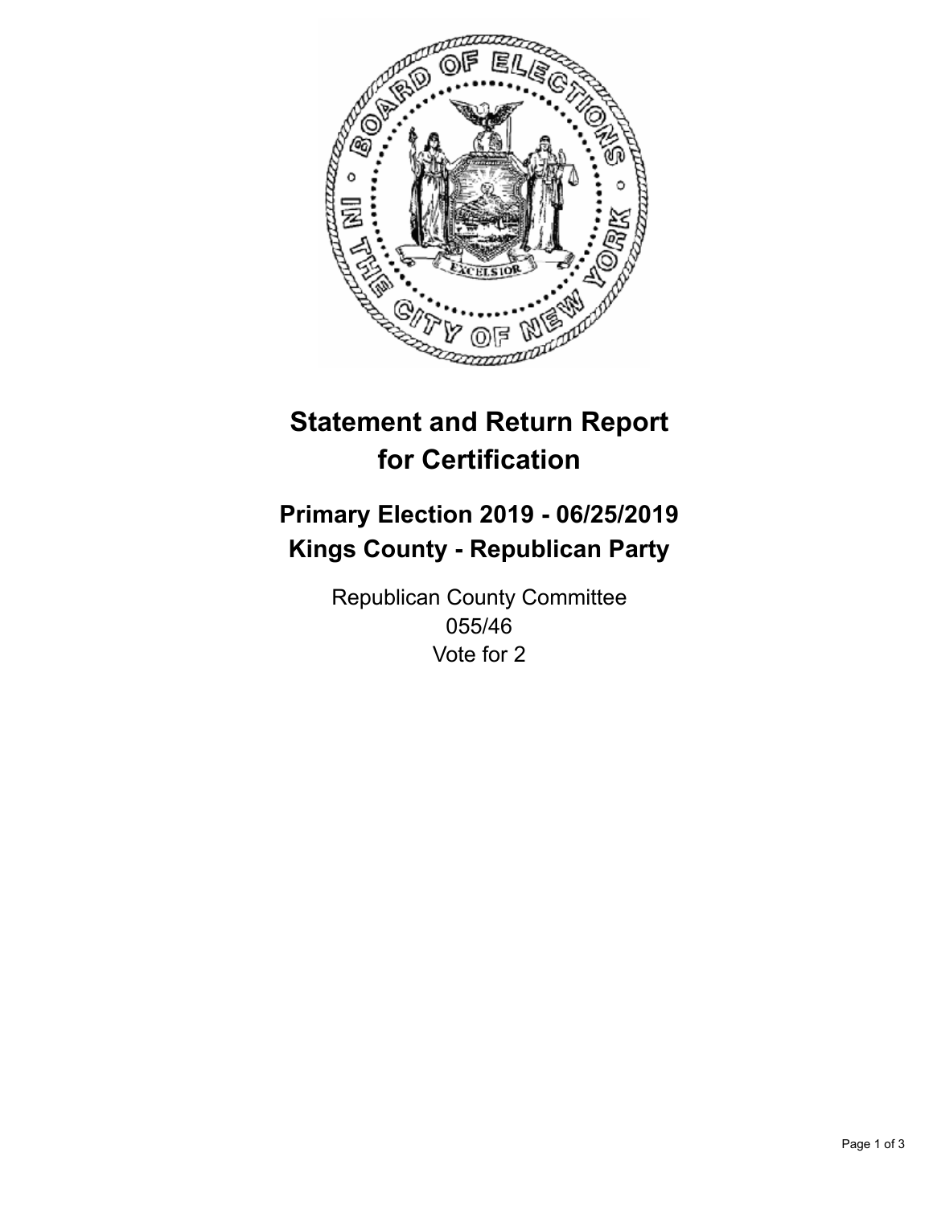# Statement and Return Report for Certification

## Primary Election 2019 - 06/25/2019
## Kings County - Republican Party

Republican County Committee
055/46
Vote for 2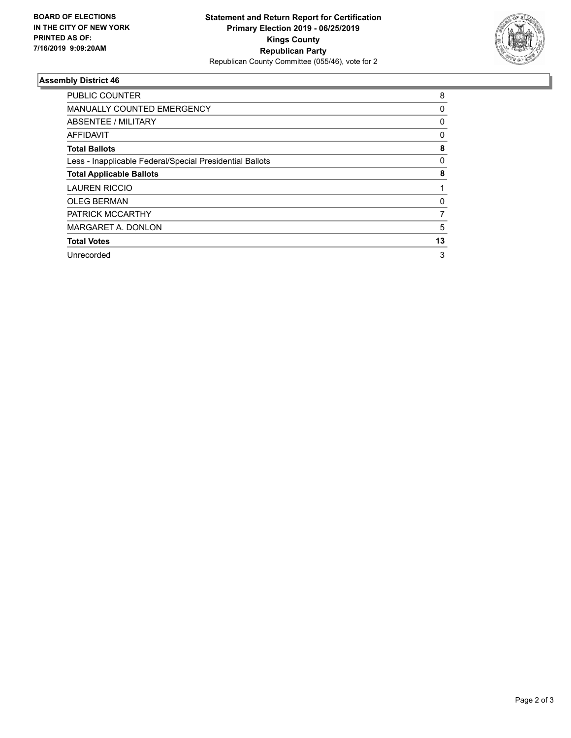**BOARD OF ELECTIONS IN THE CITY OF NEW YORK PRINTED AS OF: 7/16/2019 9:09:20AM**

**Statement and Return Report for Certification**
**Primary Election 2019 - 06/25/2019**
**Kings County**
**Republican Party**
Republican County Committee (055/46), vote for 2

## Assembly District 46

| | |
|---|---|
| PUBLIC COUNTER | 8 |
| MANUALLY COUNTED EMERGENCY | 0 |
| ABSENTEE / MILITARY | 0 |
| AFFIDAVIT | 0 |
| **Total Ballots** | **8** |
| Less - Inapplicable Federal/Special Presidential Ballots | 0 |
| **Total Applicable Ballots** | **8** |
| LAUREN RICCIO | 1 |
| OLEG BERMAN | 0 |
| PATRICK MCCARTHY | 7 |
| MARGARET A. DONLON | 5 |
| **Total Votes** | **13** |
| Unrecorded | 3 |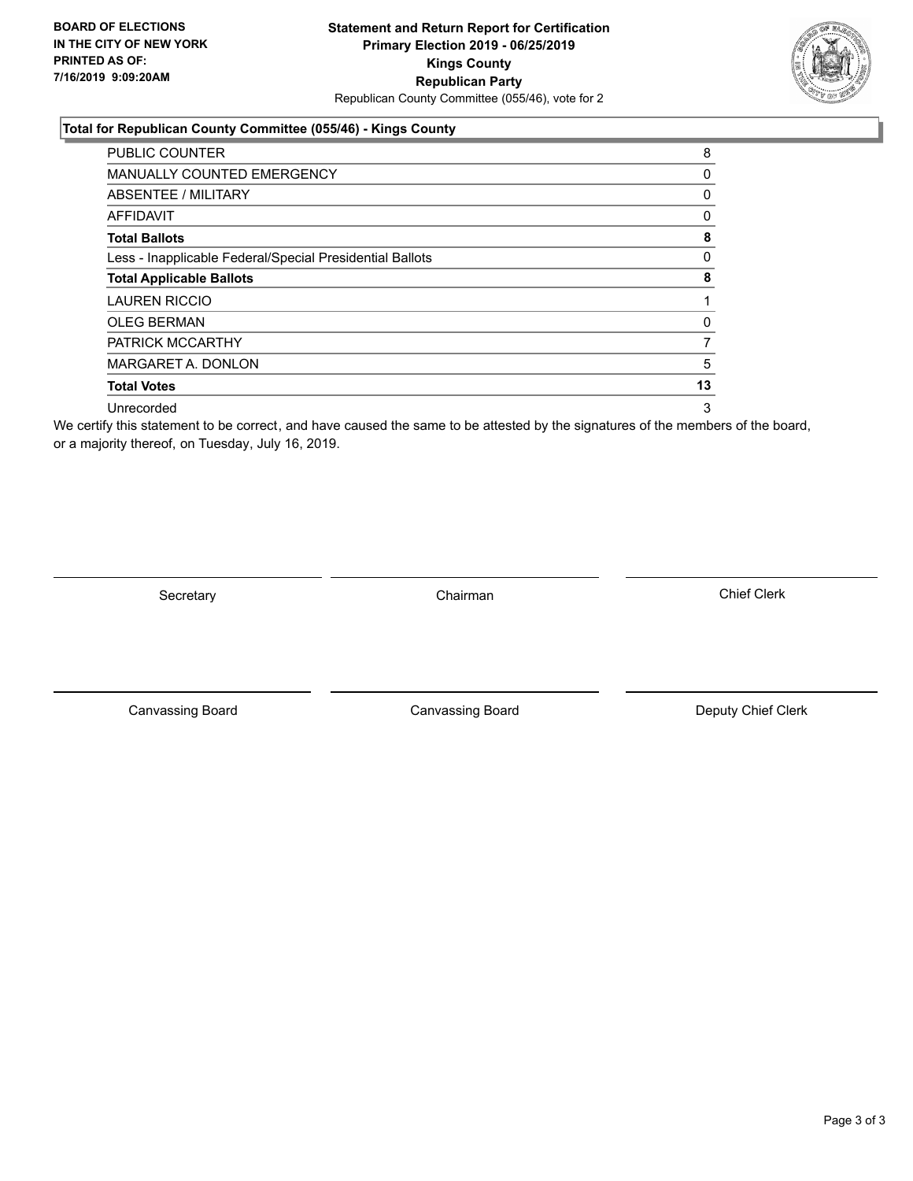**BOARD OF ELECTIONS IN THE CITY OF NEW YORK PRINTED AS OF: 7/16/2019 9:09:20AM**

**Statement and Return Report for Certification Primary Election 2019 - 06/25/2019 Kings County Republican Party**

Republican County Committee (055/46), vote for 2

**Total for Republican County Committee (055/46) - Kings County**

| | |
|---|---|
| PUBLIC COUNTER | 8 |
| MANUALLY COUNTED EMERGENCY | 0 |
| ABSENTEE / MILITARY | 0 |
| AFFIDAVIT | 0 |
| **Total Ballots** | **8** |
| Less - Inapplicable Federal/Special Presidential Ballots | 0 |
| **Total Applicable Ballots** | **8** |
| LAUREN RICCIO | 1 |
| OLEG BERMAN | 0 |
| PATRICK MCCARTHY | 7 |
| MARGARET A. DONLON | 5 |
| **Total Votes** | **13** |
| Unrecorded | 3 |

We certify this statement to be correct, and have caused the same to be attested by the signatures of the members of the board, or a majority thereof, on Tuesday, July 16, 2019.

Secretary

Chairman

Chief Clerk

Canvassing Board

Canvassing Board

Deputy Chief Clerk